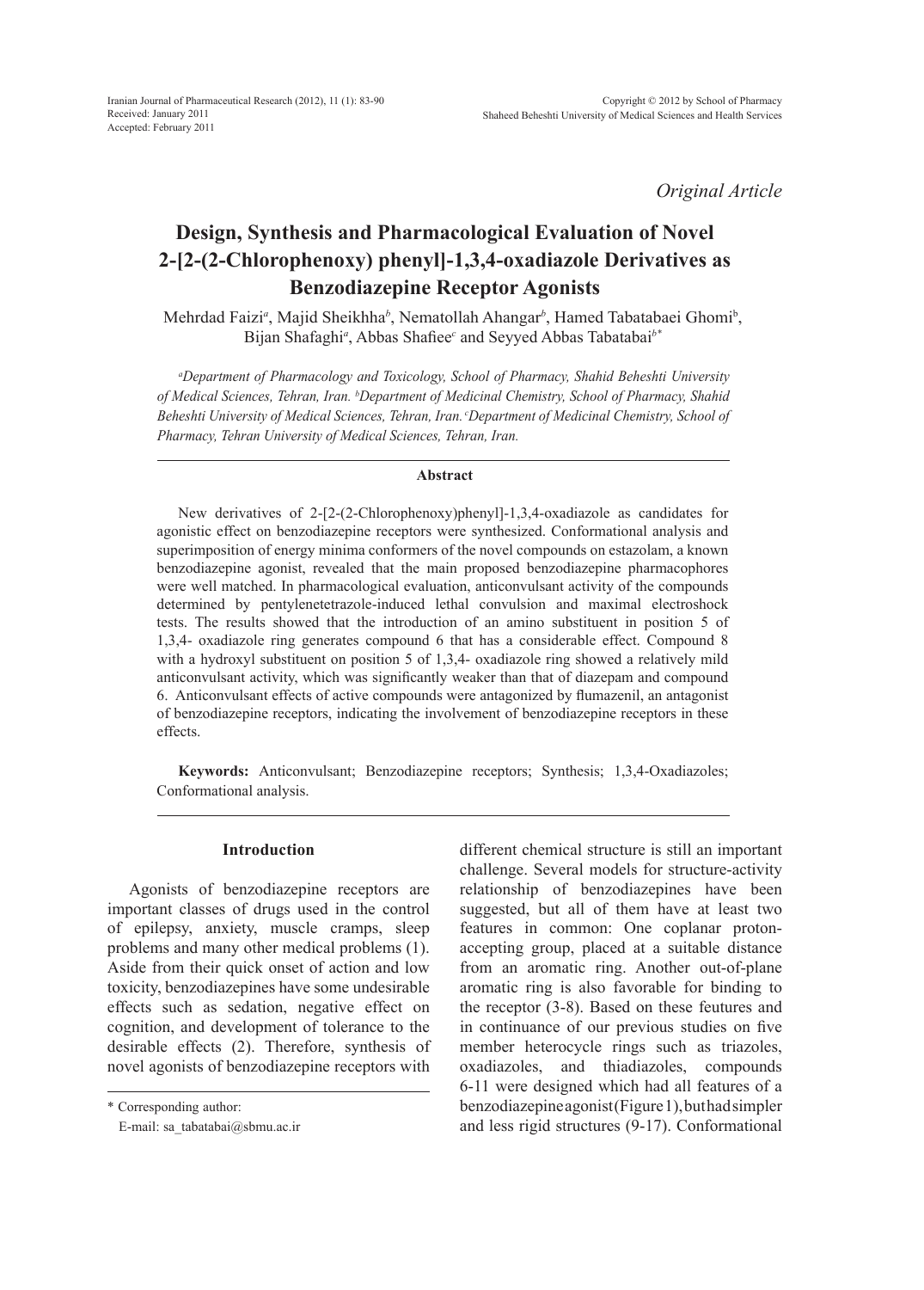*Original Article*

# Design, Synthesis and Pharmacological Evaluation of Novel 2-[2-(2-Chlorophenoxy) phenyl]-1,3,4-oxadiazole Derivatives as Benzodiazepine Receptor Agonists

Mehrdad Faizi[a], Majid Sheikhha[b], Nematollah Ahangar[b], Hamed Tabatabaei Ghomi[b], Bijan Shafaghi[a], Abbas Shafiee[c] and Seyyed Abbas Tabatabai[b*]

*[a]Department of Pharmacology and Toxicology, School of Pharmacy, Shahid Beheshti University of Medical Sciences, Tehran, Iran. [b]Department of Medicinal Chemistry, School of Pharmacy, Shahid Beheshti University of Medical Sciences, Tehran, Iran. [c]Department of Medicinal Chemistry, School of Pharmacy, Tehran University of Medical Sciences, Tehran, Iran.*

### Abstract

New derivatives of 2-[2-(2-Chlorophenoxy)phenyl]-1,3,4-oxadiazole as candidates for agonistic effect on benzodiazepine receptors were synthesized. Conformational analysis and superimposition of energy minima conformers of the novel compounds on estazolam, a known benzodiazepine agonist, revealed that the main proposed benzodiazepine pharmacophores were well matched. In pharmacological evaluation, anticonvulsant activity of the compounds determined by pentylenetetrazole-induced lethal convulsion and maximal electroshock tests. The results showed that the introduction of an amino substituent in position 5 of 1,3,4- oxadiazole ring generates compound 6 that has a considerable effect. Compound 8 with a hydroxyl substituent on position 5 of 1,3,4- oxadiazole ring showed a relatively mild anticonvulsant activity, which was significantly weaker than that of diazepam and compound 6. Anticonvulsant effects of active compounds were antagonized by flumazenil, an antagonist of benzodiazepine receptors, indicating the involvement of benzodiazepine receptors in these effects.

**Keywords:** Anticonvulsant; Benzodiazepine receptors; Synthesis; 1,3,4-Oxadiazoles; Conformational analysis.

## Introduction

Agonists of benzodiazepine receptors are important classes of drugs used in the control of epilepsy, anxiety, muscle cramps, sleep problems and many other medical problems (1). Aside from their quick onset of action and low toxicity, benzodiazepines have some undesirable effects such as sedation, negative effect on cognition, and development of tolerance to the desirable effects (2). Therefore, synthesis of novel agonists of benzodiazepine receptors with different chemical structure is still an important challenge. Several models for structure-activity relationship of benzodiazepines have been suggested, but all of them have at least two features in common: One coplanar proton-accepting group, placed at a suitable distance from an aromatic ring. Another out-of-plane aromatic ring is also favorable for binding to the receptor (3-8). Based on these feutures and in continuance of our previous studies on five member heterocycle rings such as triazoles, oxadiazoles, and thiadiazoles, compounds 6-11 were designed which had all features of a benzodiazepine agonist (Figure 1), but had simpler and less rigid structures (9-17). Conformational

* Corresponding author:
E-mail: sa_tabatabai@sbmu.ac.ir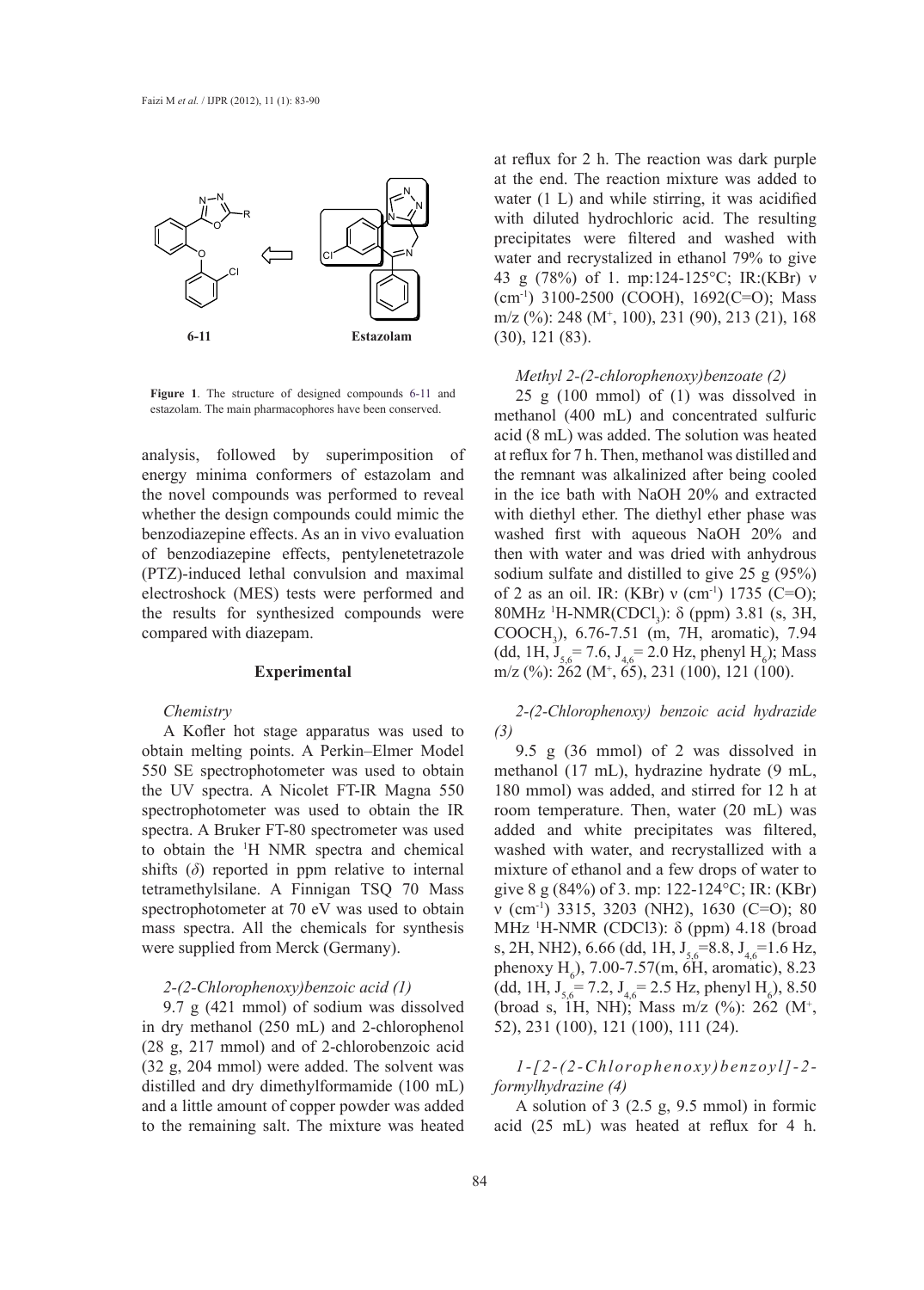**Figure 1**. The structure of designed compounds 6-11 and estazolam. The main pharmacophores have been conserved.

analysis, followed by superimposition of energy minima conformers of estazolam and the novel compounds was performed to reveal whether the design compounds could mimic the benzodiazepine effects. As an in vivo evaluation of benzodiazepine effects, pentylenetetrazole (PTZ)-induced lethal convulsion and maximal electroshock (MES) tests were performed and the results for synthesized compounds were compared with diazepam.

## Experimental

### *Chemistry*

A Kofler hot stage apparatus was used to obtain melting points. A Perkin–Elmer Model 550 SE spectrophotometer was used to obtain the UV spectra. A Nicolet FT-IR Magna 550 spectrophotometer was used to obtain the IR spectra. A Bruker FT-80 spectrometer was used to obtain the $^{1}$H NMR spectra and chemical shifts ($\delta$) reported in ppm relative to internal tetramethylsilane. A Finnigan TSQ 70 Mass spectrophotometer at 70 eV was used to obtain mass spectra. All the chemicals for synthesis were supplied from Merck (Germany).

### *2-(2-Chlorophenoxy)benzoic acid (1)*

9.7 g (421 mmol) of sodium was dissolved in dry methanol (250 mL) and 2-chlorophenol (28 g, 217 mmol) and of 2-chlorobenzoic acid (32 g, 204 mmol) were added. The solvent was distilled and dry dimethylformamide (100 mL) and a little amount of copper powder was added to the remaining salt. The mixture was heated at reflux for 2 h. The reaction was dark purple at the end. The reaction mixture was added to water (1 L) and while stirring, it was acidified with diluted hydrochloric acid. The resulting precipitates were filtered and washed with water and recrystalized in ethanol 79% to give 43 g (78%) of 1. mp:124-125°C; IR:(KBr) ν (cm$^{-1}$) 3100-2500 (COOH), 1692(C=O); Mass m/z (%): 248 ($M^{+}$, 100), 231 (90), 213 (21), 168 (30), 121 (83).

### *Methyl 2-(2-chlorophenoxy)benzoate (2)*

25 g (100 mmol) of (1) was dissolved in methanol (400 mL) and concentrated sulfuric acid (8 mL) was added. The solution was heated at reflux for 7 h. Then, methanol was distilled and the remnant was alkalinized after being cooled in the ice bath with NaOH 20% and extracted with diethyl ether. The diethyl ether phase was washed first with aqueous NaOH 20% and then with water and was dried with anhydrous sodium sulfate and distilled to give 25 g (95%) of 2 as an oil. IR: (KBr) ν (cm$^{-1}$) 1735 (C=O); 80MHz $^{1}$H-NMR($CDCl_3$): δ (ppm) 3.81 (s, 3H, $COOCH_3$), 6.76-7.51 (m, 7H, aromatic), 7.94 (dd, 1H, $J_{5,6}$= 7.6, $J_{4,6}$= 2.0 Hz, phenyl $H_6$); Mass m/z (%): 262 ($M^{+}$, 65), 231 (100), 121 (100).

### *2-(2-Chlorophenoxy) benzoic acid hydrazide (3)*

9.5 g (36 mmol) of 2 was dissolved in methanol (17 mL), hydrazine hydrate (9 mL, 180 mmol) was added, and stirred for 12 h at room temperature. Then, water (20 mL) was added and white precipitates was filtered, washed with water, and recrystallized with a mixture of ethanol and a few drops of water to give 8 g (84%) of 3. mp: 122-124°C; IR: (KBr) ν (cm$^{-1}$) 3315, 3203 (NH2), 1630 (C=O); 80 MHz $^{1}$H-NMR (CDCl3): δ (ppm) 4.18 (broad s, 2H, NH2), 6.66 (dd, 1H, $J_{5,6}$=8.8, $J_{4,6}$=1.6 Hz, phenoxy $H_6$), 7.00-7.57(m, 6H, aromatic), 8.23 (dd, 1H, $J_{5,6}$= 7.2, $J_{4,6}$= 2.5 Hz, phenyl $H_6$), 8.50 (broad s, 1H, NH); Mass m/z (%): 262 ($M^{+}$, 52), 231 (100), 121 (100), 111 (24).

### *1-[2-(2-Chlorophenoxy)benzoyl]-2-formylhydrazine (4)*

A solution of 3 (2.5 g, 9.5 mmol) in formic acid (25 mL) was heated at reflux for 4 h.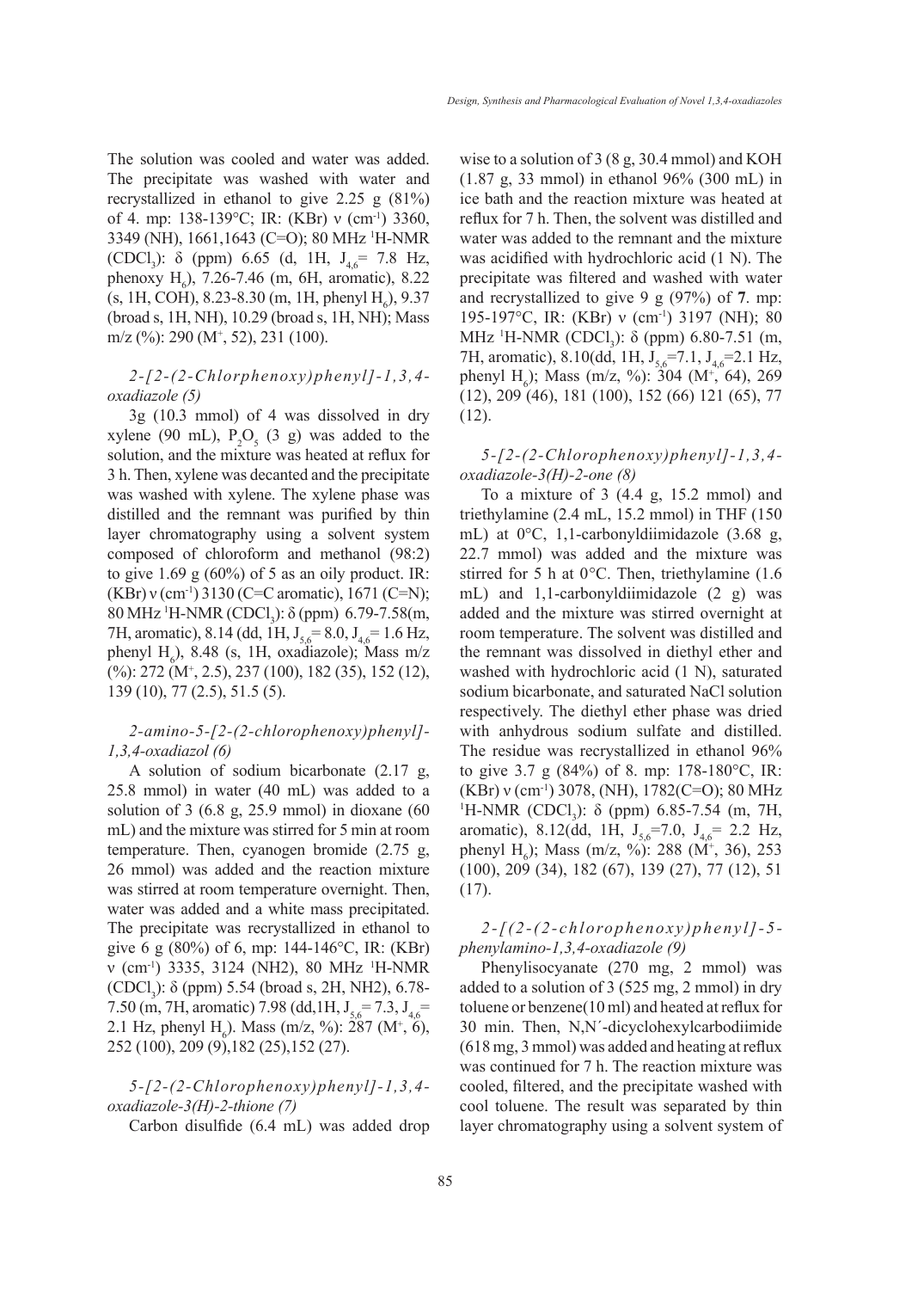The solution was cooled and water was added. The precipitate was washed with water and recrystallized in ethanol to give 2.25 g (81%) of 4. mp: 138-139°C; IR: (KBr) ν ($cm^{-1}$) 3360, 3349 (NH), 1661,1643 (C=O); 80 MHz $^1$H-NMR ($CDCl_3$): δ (ppm) 6.65 (d, 1H, $J_{4,6}$= 7.8 Hz, phenoxy $H_6$), 7.26-7.46 (m, 6H, aromatic), 8.22 (s, 1H, COH), 8.23-8.30 (m, 1H, phenyl $H_6$), 9.37 (broad s, 1H, NH), 10.29 (broad s, 1H, NH); Mass m/z (%): 290 ($M^+$, 52), 231 (100).

### *2-[2-(2-Chlorphenoxy)phenyl]-1,3,4-oxadiazole (5)*

3g (10.3 mmol) of 4 was dissolved in dry xylene (90 mL), $P_2O_5$ (3 g) was added to the solution, and the mixture was heated at reflux for 3 h. Then, xylene was decanted and the precipitate was washed with xylene. The xylene phase was distilled and the remnant was purified by thin layer chromatography using a solvent system composed of chloroform and methanol (98:2) to give 1.69 g (60%) of 5 as an oily product. IR: (KBr) ν ($cm^{-1}$) 3130 (C=C aromatic), 1671 (C=N); 80 MHz $^1$H-NMR ($CDCl_3$): δ (ppm) 6.79-7.58(m, 7H, aromatic), 8.14 (dd, 1H, $J_{5,6}$= 8.0, $J_{4,6}$= 1.6 Hz, phenyl $H_6$), 8.48 (s, 1H, oxadiazole); Mass m/z (%): 272 ($M^+$, 2.5), 237 (100), 182 (35), 152 (12), 139 (10), 77 (2.5), 51.5 (5).

### *2-amino-5-[2-(2-chlorophenoxy)phenyl]-1,3,4-oxadiazol (6)*

A solution of sodium bicarbonate (2.17 g, 25.8 mmol) in water (40 mL) was added to a solution of 3 (6.8 g, 25.9 mmol) in dioxane (60 mL) and the mixture was stirred for 5 min at room temperature. Then, cyanogen bromide (2.75 g, 26 mmol) was added and the reaction mixture was stirred at room temperature overnight. Then, water was added and a white mass precipitated. The precipitate was recrystallized in ethanol to give 6 g (80%) of 6, mp: 144-146°C, IR: (KBr) ν ($cm^{-1}$) 3335, 3124 (NH2), 80 MHz $^1$H-NMR ($CDCl_3$): δ (ppm) 5.54 (broad s, 2H, NH2), 6.78-7.50 (m, 7H, aromatic) 7.98 (dd,1H, $J_{5,6}$= 7.3, $J_{4,6}$= 2.1 Hz, phenyl $H_6$). Mass (m/z, %): 287 ($M^+$, 6), 252 (100), 209 (9),182 (25),152 (27).

### *5-[2-(2-Chlorophenoxy)phenyl]-1,3,4-oxadiazole-3(H)-2-thione (7)*

Carbon disulfide (6.4 mL) was added drop wise to a solution of 3 (8 g, 30.4 mmol) and KOH (1.87 g, 33 mmol) in ethanol 96% (300 mL) in ice bath and the reaction mixture was heated at reflux for 7 h. Then, the solvent was distilled and water was added to the remnant and the mixture was acidified with hydrochloric acid (1 N). The precipitate was filtered and washed with water and recrystallized to give 9 g (97%) of **7**. mp: 195-197°C, IR: (KBr) ν ($cm^{-1}$) 3197 (NH); 80 MHz $^1$H-NMR ($CDCl_3$): δ (ppm) 6.80-7.51 (m, 7H, aromatic), 8.10(dd, 1H, $J_{5,6}$=7.1, $J_{4,6}$=2.1 Hz, phenyl $H_6$); Mass (m/z, %): 304 ($M^+$, 64), 269 (12), 209 (46), 181 (100), 152 (66) 121 (65), 77 (12).

### *5-[2-(2-Chlorophenoxy)phenyl]-1,3,4-oxadiazole-3(H)-2-one (8)*

To a mixture of 3 (4.4 g, 15.2 mmol) and triethylamine (2.4 mL, 15.2 mmol) in THF (150 mL) at 0°C, 1,1-carbonyldiimidazole (3.68 g, 22.7 mmol) was added and the mixture was stirred for 5 h at 0°C. Then, triethylamine (1.6 mL) and 1,1-carbonyldiimidazole (2 g) was added and the mixture was stirred overnight at room temperature. The solvent was distilled and the remnant was dissolved in diethyl ether and washed with hydrochloric acid (1 N), saturated sodium bicarbonate, and saturated NaCl solution respectively. The diethyl ether phase was dried with anhydrous sodium sulfate and distilled. The residue was recrystallized in ethanol 96% to give 3.7 g (84%) of 8. mp: 178-180°C, IR: (KBr) ν ($cm^{-1}$) 3078, (NH), 1782(C=O); 80 MHz $^1$H-NMR ($CDCl_3$): δ (ppm) 6.85-7.54 (m, 7H, aromatic), 8.12(dd, 1H, $J_{5,6}$=7.0, $J_{4,6}$= 2.2 Hz, phenyl $H_6$); Mass (m/z, %): 288 ($M^+$, 36), 253 (100), 209 (34), 182 (67), 139 (27), 77 (12), 51 (17).

### *2-[(2-(2-chlorophenoxy)phenyl]-5-phenylamino-1,3,4-oxadiazole (9)*

Phenylisocyanate (270 mg, 2 mmol) was added to a solution of 3 (525 mg, 2 mmol) in dry toluene or benzene(10 ml) and heated at reflux for 30 min. Then, N,N´-dicyclohexylcarbodiimide (618 mg, 3 mmol) was added and heating at reflux was continued for 7 h. The reaction mixture was cooled, filtered, and the precipitate washed with cool toluene. The result was separated by thin layer chromatography using a solvent system of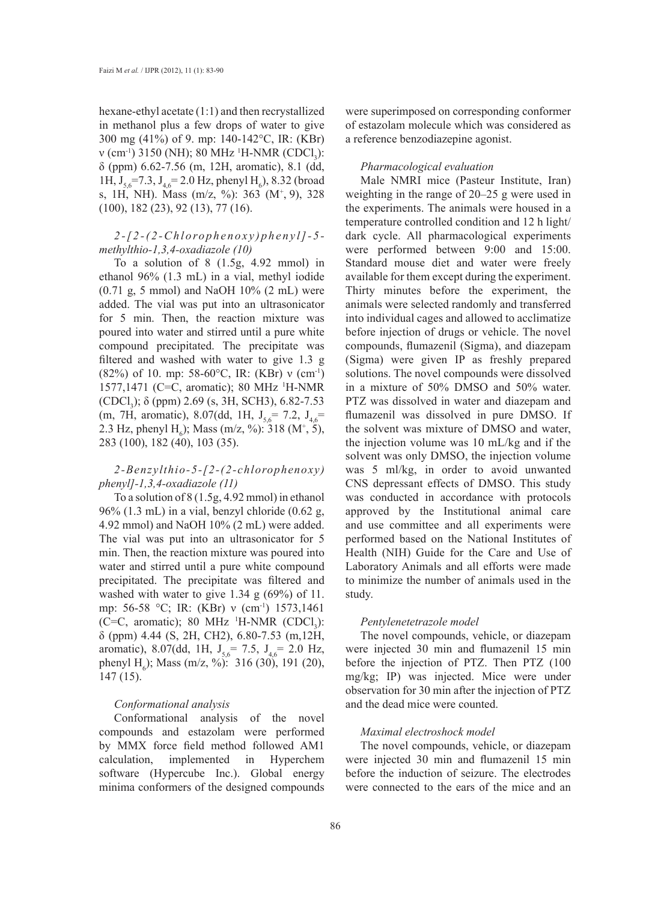hexane-ethyl acetate (1:1) and then recrystallized in methanol plus a few drops of water to give 300 mg (41%) of 9. mp: 140-142°C, IR: (KBr) ν ($cm^{-1}$) 3150 (NH); 80 MHz $^1$H-NMR ($CDCl_3$): δ (ppm) 6.62-7.56 (m, 12H, aromatic), 8.1 (dd, 1H, $J_{5,6}$=7.3, $J_{4,6}$= 2.0 Hz, phenyl $H_6$), 8.32 (broad s, 1H, NH). Mass (m/z, %): 363 ($M^+$, 9), 328 (100), 182 (23), 92 (13), 77 (16).

*2-[2-(2-Chlorophenoxy)phenyl]-5-methylthio-1,3,4-oxadiazole (10)*

To a solution of 8 (1.5g, 4.92 mmol) in ethanol 96% (1.3 mL) in a vial, methyl iodide (0.71 g, 5 mmol) and NaOH 10% (2 mL) were added. The vial was put into an ultrasonicator for 5 min. Then, the reaction mixture was poured into water and stirred until a pure white compound precipitated. The precipitate was filtered and washed with water to give 1.3 g (82%) of 10. mp: 58-60°C, IR: (KBr) ν ($cm^{-1}$) 1577,1471 (C=C, aromatic); 80 MHz $^1$H-NMR ($CDCl_3$); δ (ppm) 2.69 (s, 3H, SCH3), 6.82-7.53 (m, 7H, aromatic), 8.07(dd, 1H, $J_{5,6}$= 7.2, $J_{4,6}$= 2.3 Hz, phenyl $H_6$); Mass (m/z, %): 318 ($M^+$, 5), 283 (100), 182 (40), 103 (35).

*2-Benzylthio-5-[2-(2-chlorophenoxy)phenyl]-1,3,4-oxadiazole (11)*

To a solution of 8 (1.5g, 4.92 mmol) in ethanol 96% (1.3 mL) in a vial, benzyl chloride (0.62 g, 4.92 mmol) and NaOH 10% (2 mL) were added. The vial was put into an ultrasonicator for 5 min. Then, the reaction mixture was poured into water and stirred until a pure white compound precipitated. The precipitate was filtered and washed with water to give 1.34 g (69%) of 11. mp: 56-58 °C; IR: (KBr) ν ($cm^{-1}$) 1573,1461 (C=C, aromatic); 80 MHz $^1$H-NMR ($CDCl_3$): δ (ppm) 4.44 (S, 2H, CH2), 6.80-7.53 (m,12H, aromatic), 8.07(dd, 1H, $J_{5,6}$= 7.5, $J_{4,6}$= 2.0 Hz, phenyl $H_6$); Mass (m/z, %): 316 (30), 191 (20), 147 (15).

*Conformational analysis*

Conformational analysis of the novel compounds and estazolam were performed by MMX force field method followed AM1 calculation, implemented in Hyperchem software (Hypercube Inc.). Global energy minima conformers of the designed compounds were superimposed on corresponding conformer of estazolam molecule which was considered as a reference benzodiazepine agonist.

*Pharmacological evaluation*

Male NMRI mice (Pasteur Institute, Iran) weighting in the range of 20–25 g were used in the experiments. The animals were housed in a temperature controlled condition and 12 h light/dark cycle. All pharmacological experiments were performed between 9:00 and 15:00. Standard mouse diet and water were freely available for them except during the experiment. Thirty minutes before the experiment, the animals were selected randomly and transferred into individual cages and allowed to acclimatize before injection of drugs or vehicle. The novel compounds, flumazenil (Sigma), and diazepam (Sigma) were given IP as freshly prepared solutions. The novel compounds were dissolved in a mixture of 50% DMSO and 50% water. PTZ was dissolved in water and diazepam and flumazenil was dissolved in pure DMSO. If the solvent was mixture of DMSO and water, the injection volume was 10 mL/kg and if the solvent was only DMSO, the injection volume was 5 ml/kg, in order to avoid unwanted CNS depressant effects of DMSO. This study was conducted in accordance with protocols approved by the Institutional animal care and use committee and all experiments were performed based on the National Institutes of Health (NIH) Guide for the Care and Use of Laboratory Animals and all efforts were made to minimize the number of animals used in the study.

*Pentylenetetrazole model*

The novel compounds, vehicle, or diazepam were injected 30 min and flumazenil 15 min before the injection of PTZ. Then PTZ (100 mg/kg; IP) was injected. Mice were under observation for 30 min after the injection of PTZ and the dead mice were counted.

*Maximal electroshock model*

The novel compounds, vehicle, or diazepam were injected 30 min and flumazenil 15 min before the induction of seizure. The electrodes were connected to the ears of the mice and an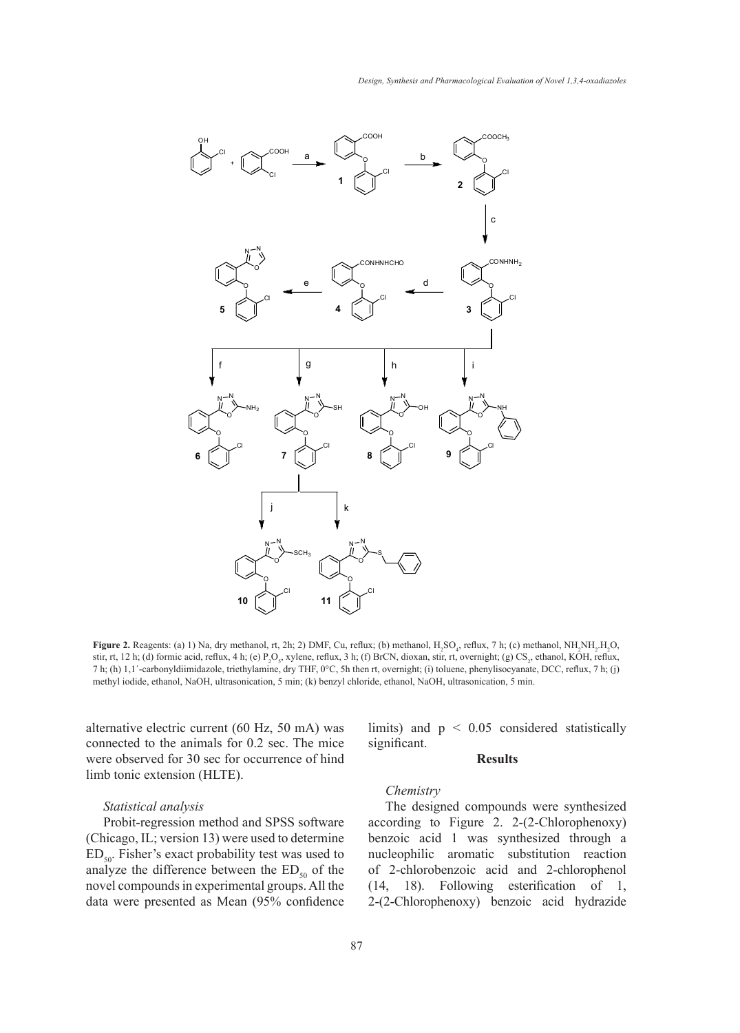**Figure 2.** Reagents: (a) 1) Na, dry methanol, rt, 2h; 2) DMF, Cu, reflux; (b) methanol, $H_2SO_4$, reflux, 7 h; (c) methanol, $NH_2NH_2.H_2O$, stir, rt, 12 h; (d) formic acid, reflux, 4 h; (e) $P_2O_5$, xylene, reflux, 3 h; (f) BrCN, dioxan, stir, rt, overnight; (g) $CS_2$, ethanol, KOH, reflux, 7 h; (h) 1,1´-carbonyldiimidazole, triethylamine, dry THF, 0°C, 5h then rt, overnight; (i) toluene, phenylisocyanate, DCC, reflux, 7 h; (j) methyl iodide, ethanol, NaOH, ultrasonication, 5 min; (k) benzyl chloride, ethanol, NaOH, ultrasonication, 5 min.

alternative electric current (60 Hz, 50 mA) was connected to the animals for 0.2 sec. The mice were observed for 30 sec for occurrence of hind limb tonic extension (HLTE).

*Statistical analysis*

Probit-regression method and SPSS software (Chicago, IL; version 13) were used to determine $ED_{50}$. Fisher's exact probability test was used to analyze the difference between the $ED_{50}$ of the novel compounds in experimental groups. All the data were presented as Mean (95% confidence limits) and $p < 0.05$ considered statistically significant.

## Results

*Chemistry*

The designed compounds were synthesized according to Figure 2. 2-(2-Chlorophenoxy) benzoic acid 1 was synthesized through a nucleophilic aromatic substitution reaction of 2-chlorobenzoic acid and 2-chlorophenol (14, 18). Following esterification of 1, 2-(2-Chlorophenoxy) benzoic acid hydrazide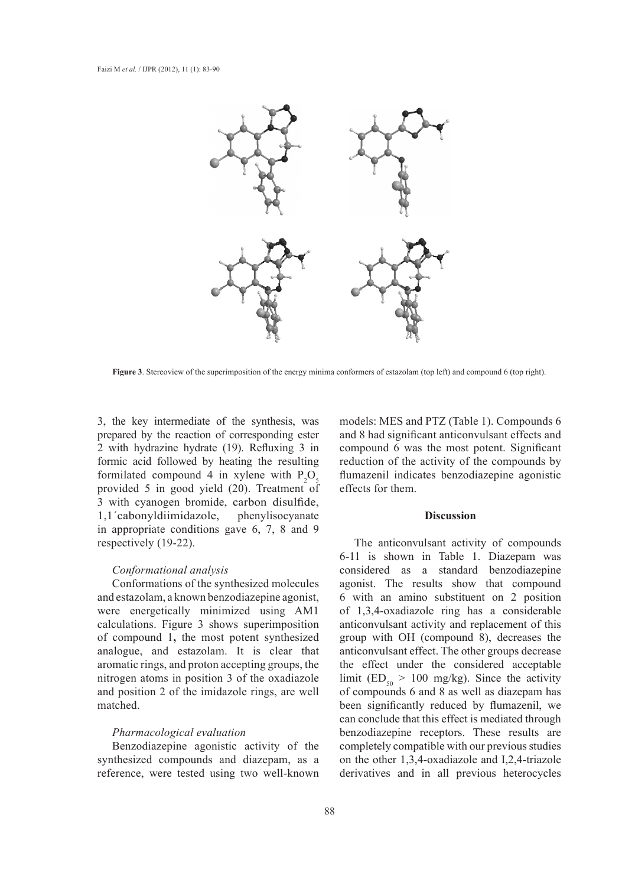**Figure 3**. Stereoview of the superimposition of the energy minima conformers of estazolam (top left) and compound 6 (top right).

3, the key intermediate of the synthesis, was prepared by the reaction of corresponding ester 2 with hydrazine hydrate (19). Refluxing 3 in formic acid followed by heating the resulting formilated compound 4 in xylene with $P_2O_5$ provided 5 in good yield (20). Treatment of 3 with cyanogen bromide, carbon disulfide, 1,1´cabonyldiimidazole, phenylisocyanate in appropriate conditions gave 6, 7, 8 and 9 respectively (19-22).

*Conformational analysis*

Conformations of the synthesized molecules and estazolam, a known benzodiazepine agonist, were energetically minimized using AM1 calculations. Figure 3 shows superimposition of compound 1**,** the most potent synthesized analogue, and estazolam. It is clear that aromatic rings, and proton accepting groups, the nitrogen atoms in position 3 of the oxadiazole and position 2 of the imidazole rings, are well matched.

*Pharmacological evaluation*

Benzodiazepine agonistic activity of the synthesized compounds and diazepam, as a reference, were tested using two well-known models: MES and PTZ (Table 1). Compounds 6 and 8 had significant anticonvulsant effects and compound 6 was the most potent. Significant reduction of the activity of the compounds by flumazenil indicates benzodiazepine agonistic effects for them.

## Discussion

The anticonvulsant activity of compounds 6-11 is shown in Table 1. Diazepam was considered as a standard benzodiazepine agonist. The results show that compound 6 with an amino substituent on 2 position of 1,3,4-oxadiazole ring has a considerable anticonvulsant activity and replacement of this group with OH (compound 8), decreases the anticonvulsant effect. The other groups decrease the effect under the considered acceptable limit ($ED_{50}$ > 100 mg/kg). Since the activity of compounds 6 and 8 as well as diazepam has been significantly reduced by flumazenil, we can conclude that this effect is mediated through benzodiazepine receptors. These results are completely compatible with our previous studies on the other 1,3,4-oxadiazole and I,2,4-triazole derivatives and in all previous heterocycles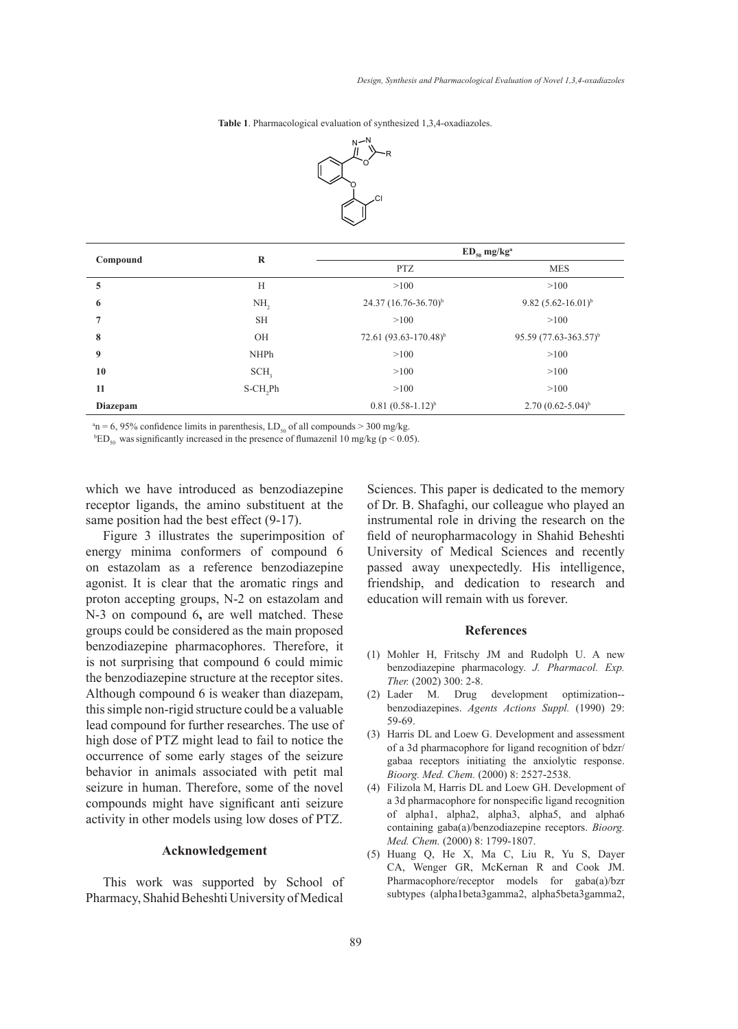**Table 1**. Pharmacological evaluation of synthesized 1,3,4-oxadiazoles.

| Compound | R | $ED_{50}$ mg/kg[a] | |
|---|---|---|---|
| | | PTZ | MES |
| **5** | H | >100 | >100 |
| **6** | $NH_2$ | 24.37 (16.76-36.70)[b] | 9.82 (5.62-16.01)[b] |
| **7** | SH | >100 | >100 |
| **8** | OH | 72.61 (93.63-170.48)[b] | 95.59 (77.63-363.57)[b] |
| **9** | NHPh | >100 | >100 |
| **10** | $SCH_3$ | >100 | >100 |
| **11** | $S\text{-}CH_2Ph$ | >100 | >100 |
| **Diazepam** | | 0.81 (0.58-1.12)[b] | 2.70 (0.62-5.04)[b] |

[a]n = 6, 95% confidence limits in parenthesis, $LD_{50}$ of all compounds > 300 mg/kg.

[b]$ED_{50}$ was significantly increased in the presence of flumazenil 10 mg/kg ($p < 0.05$).

which we have introduced as benzodiazepine receptor ligands, the amino substituent at the same position had the best effect (9-17).

Figure 3 illustrates the superimposition of energy minima conformers of compound 6 on estazolam as a reference benzodiazepine agonist. It is clear that the aromatic rings and proton accepting groups, N-2 on estazolam and N-3 on compound 6**,** are well matched. These groups could be considered as the main proposed benzodiazepine pharmacophores. Therefore, it is not surprising that compound 6 could mimic the benzodiazepine structure at the receptor sites. Although compound 6 is weaker than diazepam, this simple non-rigid structure could be a valuable lead compound for further researches. The use of high dose of PTZ might lead to fail to notice the occurrence of some early stages of the seizure behavior in animals associated with petit mal seizure in human. Therefore, some of the novel compounds might have significant anti seizure activity in other models using low doses of PTZ.

## Acknowledgement

This work was supported by School of Pharmacy, Shahid Beheshti University of Medical Sciences. This paper is dedicated to the memory of Dr. B. Shafaghi, our colleague who played an instrumental role in driving the research on the field of neuropharmacology in Shahid Beheshti University of Medical Sciences and recently passed away unexpectedly. His intelligence, friendship, and dedication to research and education will remain with us forever.

## References

(1) Mohler H, Fritschy JM and Rudolph U. A new benzodiazepine pharmacology. *J. Pharmacol. Exp. Ther.* (2002) 300: 2-8.

(2) Lader M. Drug development optimization--benzodiazepines. *Agents Actions Suppl.* (1990) 29: 59-69.

(3) Harris DL and Loew G. Development and assessment of a 3d pharmacophore for ligand recognition of bdzr/gabaa receptors initiating the anxiolytic response. *Bioorg. Med. Chem.* (2000) 8: 2527-2538.

(4) Filizola M, Harris DL and Loew GH. Development of a 3d pharmacophore for nonspecific ligand recognition of alpha1, alpha2, alpha3, alpha5, and alpha6 containing gaba(a)/benzodiazepine receptors. *Bioorg. Med. Chem.* (2000) 8: 1799-1807.

(5) Huang Q, He X, Ma C, Liu R, Yu S, Dayer CA, Wenger GR, McKernan R and Cook JM. Pharmacophore/receptor models for gaba(a)/bzr subtypes (alpha1beta3gamma2, alpha5beta3gamma2,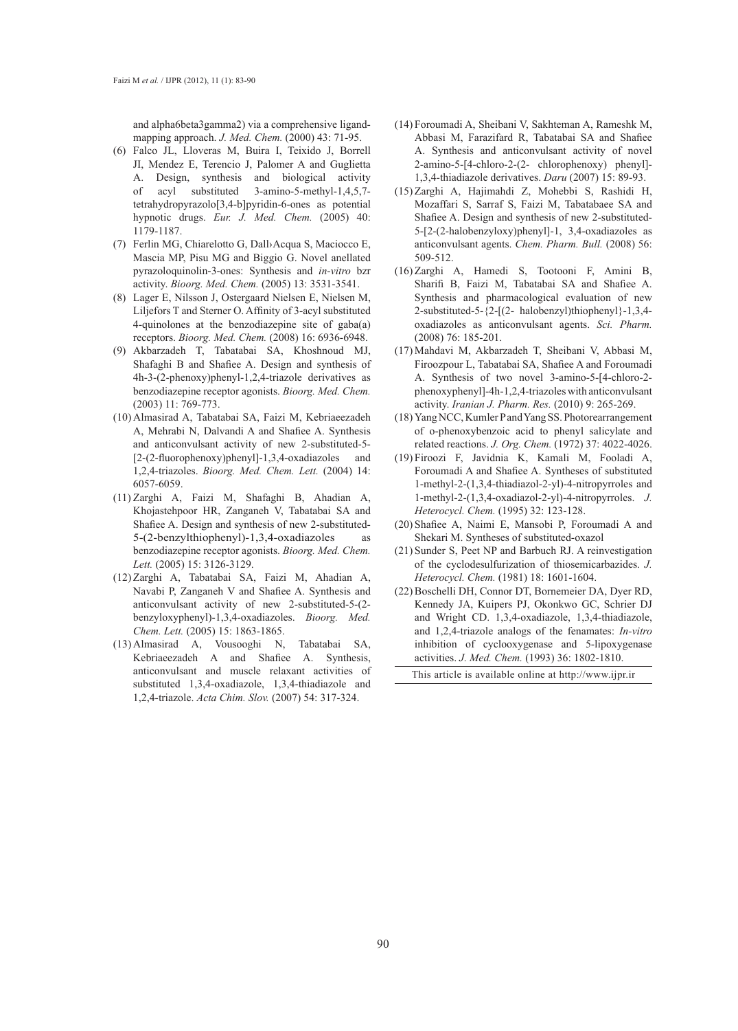and alpha6beta3gamma2) via a comprehensive ligand-mapping approach. *J. Med. Chem.* (2000) 43: 71-95.

(6) Falco JL, Lloveras M, Buira I, Teixido J, Borrell JI, Mendez E, Terencio J, Palomer A and Guglietta A. Design, synthesis and biological activity of acyl substituted 3-amino-5-methyl-1,4,5,7-tetrahydropyrazolo[3,4-b]pyridin-6-ones as potential hypnotic drugs. *Eur. J. Med. Chem.* (2005) 40: 1179-1187.

(7) Ferlin MG, Chiarelotto G, Dall›Acqua S, Maciocco E, Mascia MP, Pisu MG and Biggio G. Novel anellated pyrazoloquinolin-3-ones: Synthesis and *in-vitro* bzr activity. *Bioorg. Med. Chem.* (2005) 13: 3531-3541.

(8) Lager E, Nilsson J, Ostergaard Nielsen E, Nielsen M, Liljefors T and Sterner O. Affinity of 3-acyl substituted 4-quinolones at the benzodiazepine site of gaba(a) receptors. *Bioorg. Med. Chem.* (2008) 16: 6936-6948.

(9) Akbarzadeh T, Tabatabai SA, Khoshnoud MJ, Shafaghi B and Shafiee A. Design and synthesis of 4h-3-(2-phenoxy)phenyl-1,2,4-triazole derivatives as benzodiazepine receptor agonists. *Bioorg. Med. Chem.* (2003) 11: 769-773.

(10) Almasirad A, Tabatabai SA, Faizi M, Kebriaeezadeh A, Mehrabi N, Dalvandi A and Shafiee A. Synthesis and anticonvulsant activity of new 2-substituted-5-[2-(2-fluorophenoxy)phenyl]-1,3,4-oxadiazoles and 1,2,4-triazoles. *Bioorg. Med. Chem. Lett.* (2004) 14: 6057-6059.

(11) Zarghi A, Faizi M, Shafaghi B, Ahadian A, Khojastehpoor HR, Zanganeh V, Tabatabai SA and Shafiee A. Design and synthesis of new 2-substituted-5-(2-benzylthiophenyl)-1,3,4-oxadiazoles as benzodiazepine receptor agonists. *Bioorg. Med. Chem. Lett.* (2005) 15: 3126-3129.

(12) Zarghi A, Tabatabai SA, Faizi M, Ahadian A, Navabi P, Zanganeh V and Shafiee A. Synthesis and anticonvulsant activity of new 2-substituted-5-(2-benzyloxyphenyl)-1,3,4-oxadiazoles. *Bioorg. Med. Chem. Lett.* (2005) 15: 1863-1865.

(13) Almasirad A, Vousooghi N, Tabatabai SA, Kebriaeezadeh A and Shafiee A. Synthesis, anticonvulsant and muscle relaxant activities of substituted 1,3,4-oxadiazole, 1,3,4-thiadiazole and 1,2,4-triazole. *Acta Chim. Slov.* (2007) 54: 317-324.

(14) Foroumadi A, Sheibani V, Sakhteman A, Rameshk M, Abbasi M, Farazifard R, Tabatabai SA and Shafiee A. Synthesis and anticonvulsant activity of novel 2-amino-5-[4-chloro-2-(2- chlorophenoxy) phenyl]-1,3,4-thiadiazole derivatives. *Daru* (2007) 15: 89-93.

(15) Zarghi A, Hajimahdi Z, Mohebbi S, Rashidi H, Mozaffari S, Sarraf S, Faizi M, Tabatabaee SA and Shafiee A. Design and synthesis of new 2-substituted-5-[2-(2-halobenzyloxy)phenyl]-1, 3,4-oxadiazoles as anticonvulsant agents. *Chem. Pharm. Bull.* (2008) 56: 509-512.

(16) Zarghi A, Hamedi S, Tootooni F, Amini B, Sharifi B, Faizi M, Tabatabai SA and Shafiee A. Synthesis and pharmacological evaluation of new 2-substituted-5-{2-[(2- halobenzyl)thiophenyl}-1,3,4-oxadiazoles as anticonvulsant agents. *Sci. Pharm.* (2008) 76: 185-201.

(17) Mahdavi M, Akbarzadeh T, Sheibani V, Abbasi M, Firoozpour L, Tabatabai SA, Shafiee A and Foroumadi A. Synthesis of two novel 3-amino-5-[4-chloro-2-phenoxyphenyl]-4h-1,2,4-triazoles with anticonvulsant activity. *Iranian J. Pharm. Res.* (2010) 9: 265-269.

(18) Yang NCC, Kumler P and Yang SS. Photorearrangement of o-phenoxybenzoic acid to phenyl salicylate and related reactions. *J. Org. Chem.* (1972) 37: 4022-4026.

(19) Firoozi F, Javidnia K, Kamali M, Fooladi A, Foroumadi A and Shafiee A. Syntheses of substituted 1-methyl-2-(1,3,4-thiadiazol-2-yl)-4-nitropyrroles and 1-methyl-2-(1,3,4-oxadiazol-2-yl)-4-nitropyrroles. *J. Heterocycl. Chem.* (1995) 32: 123-128.

(20) Shafiee A, Naimi E, Mansobi P, Foroumadi A and Shekari M. Syntheses of substituted-oxazol

(21) Sunder S, Peet NP and Barbuch RJ. A reinvestigation of the cyclodesulfurization of thiosemicarbazides. *J. Heterocycl. Chem.* (1981) 18: 1601-1604.

(22) Boschelli DH, Connor DT, Bornemeier DA, Dyer RD, Kennedy JA, Kuipers PJ, Okonkwo GC, Schrier DJ and Wright CD. 1,3,4-oxadiazole, 1,3,4-thiadiazole, and 1,2,4-triazole analogs of the fenamates: *In-vitro* inhibition of cyclooxygenase and 5-lipoxygenase activities. *J. Med. Chem.* (1993) 36: 1802-1810.

This article is available online at http://www.ijpr.ir